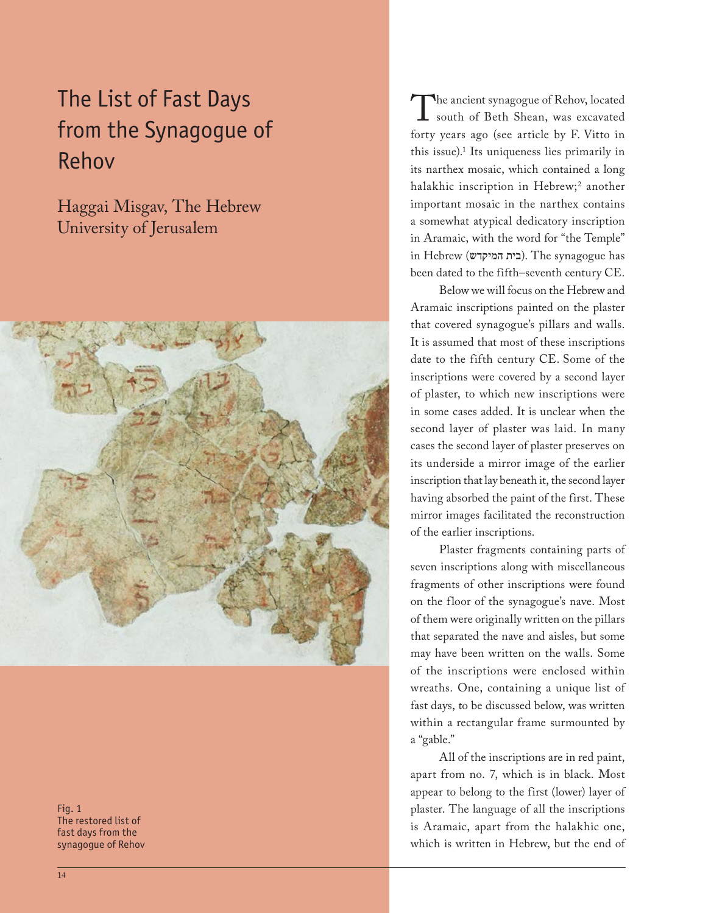# The List of Fast Days from the Synagogue of Rehov

Haggai Misgav, The Hebrew University of Jerusalem

Fig. 1
The restored list of fast days from the synagogue of Rehov

The ancient synagogue of Rehov, located south of Beth Shean, was excavated forty years ago (see article by F. Vitto in this issue).[1] Its uniqueness lies primarily in its narthex mosaic, which contained a long halakhic inscription in Hebrew;[2] another important mosaic in the narthex contains a somewhat atypical dedicatory inscription in Aramaic, with the word for "the Temple" in Hebrew (בית המיקדש). The synagogue has been dated to the fifth–seventh century CE.

Below we will focus on the Hebrew and Aramaic inscriptions painted on the plaster that covered synagogue's pillars and walls. It is assumed that most of these inscriptions date to the fifth century CE. Some of the inscriptions were covered by a second layer of plaster, to which new inscriptions were in some cases added. It is unclear when the second layer of plaster was laid. In many cases the second layer of plaster preserves on its underside a mirror image of the earlier inscription that lay beneath it, the second layer having absorbed the paint of the first. These mirror images facilitated the reconstruction of the earlier inscriptions.

Plaster fragments containing parts of seven inscriptions along with miscellaneous fragments of other inscriptions were found on the floor of the synagogue's nave. Most of them were originally written on the pillars that separated the nave and aisles, but some may have been written on the walls. Some of the inscriptions were enclosed within wreaths. One, containing a unique list of fast days, to be discussed below, was written within a rectangular frame surmounted by a "gable."

All of the inscriptions are in red paint, apart from no. 7, which is in black. Most appear to belong to the first (lower) layer of plaster. The language of all the inscriptions is Aramaic, apart from the halakhic one, which is written in Hebrew, but the end of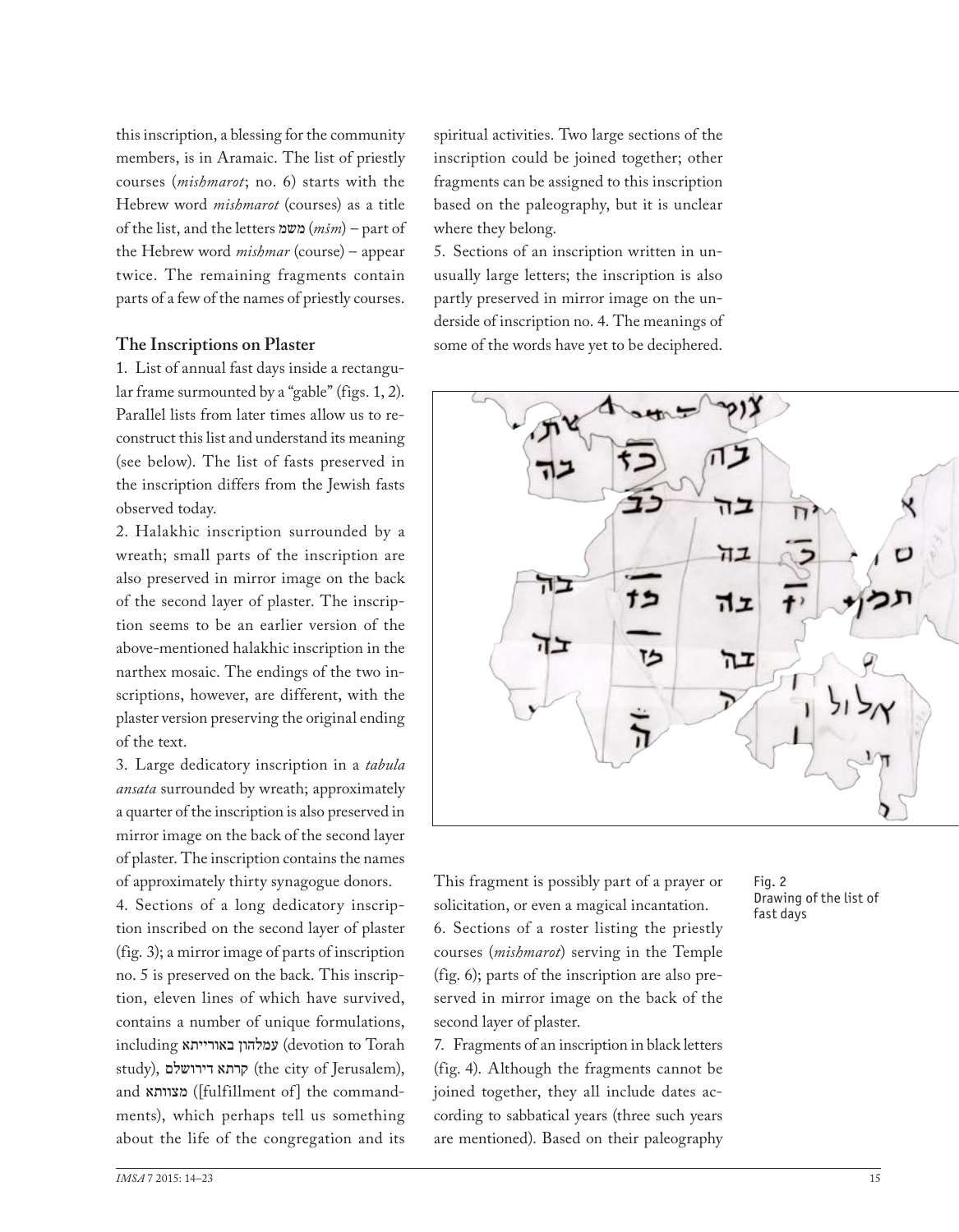this inscription, a blessing for the community members, is in Aramaic. The list of priestly courses (*mishmarot*; no. 6) starts with the Hebrew word *mishmarot* (courses) as a title of the list, and the letters משמ (*mšm*) – part of the Hebrew word *mishmar* (course) – appear twice. The remaining fragments contain parts of a few of the names of priestly courses.

## The Inscriptions on Plaster

1. List of annual fast days inside a rectangular frame surmounted by a "gable" (figs. 1, 2). Parallel lists from later times allow us to reconstruct this list and understand its meaning (see below). The list of fasts preserved in the inscription differs from the Jewish fasts observed today.

2. Halakhic inscription surrounded by a wreath; small parts of the inscription are also preserved in mirror image on the back of the second layer of plaster. The inscription seems to be an earlier version of the above-mentioned halakhic inscription in the narthex mosaic. The endings of the two inscriptions, however, are different, with the plaster version preserving the original ending of the text.

3. Large dedicatory inscription in a *tabula ansata* surrounded by wreath; approximately a quarter of the inscription is also preserved in mirror image on the back of the second layer of plaster. The inscription contains the names of approximately thirty synagogue donors.

4. Sections of a long dedicatory inscription inscribed on the second layer of plaster (fig. 3); a mirror image of parts of inscription no. 5 is preserved on the back. This inscription, eleven lines of which have survived, contains a number of unique formulations, including עמלהון באורייתא (devotion to Torah study), קרתא דירושלם (the city of Jerusalem), and מצוותא ([fulfillment of] the commandments), which perhaps tell us something about the life of the congregation and its spiritual activities. Two large sections of the inscription could be joined together; other fragments can be assigned to this inscription based on the paleography, but it is unclear where they belong.

5. Sections of an inscription written in unusually large letters; the inscription is also partly preserved in mirror image on the underside of inscription no. 4. The meanings of some of the words have yet to be deciphered.

Fig. 2
Drawing of the list of fast days

This fragment is possibly part of a prayer or solicitation, or even a magical incantation.

6. Sections of a roster listing the priestly courses (*mishmarot*) serving in the Temple (fig. 6); parts of the inscription are also preserved in mirror image on the back of the second layer of plaster.

7. Fragments of an inscription in black letters (fig. 4). Although the fragments cannot be joined together, they all include dates according to sabbatical years (three such years are mentioned). Based on their paleography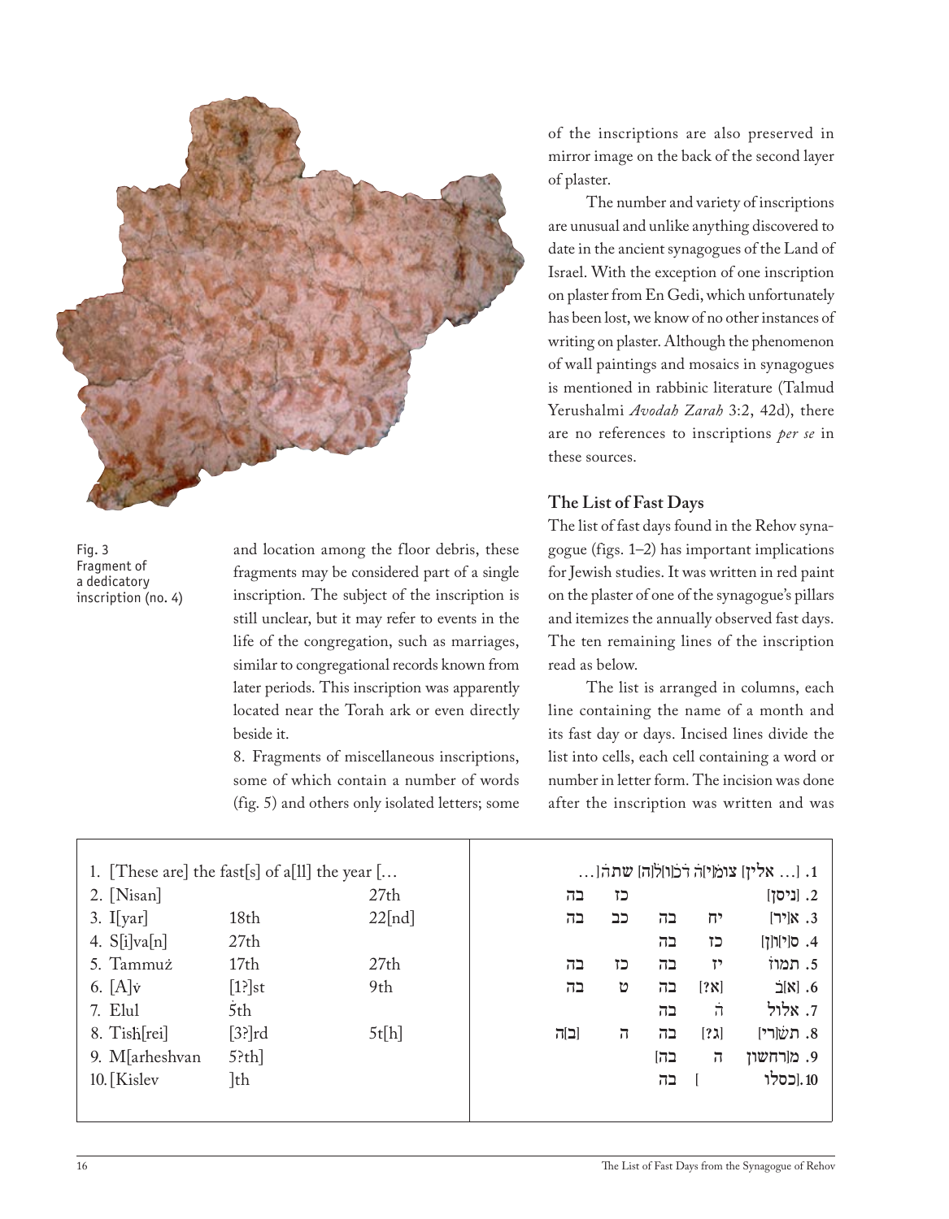Fig. 3
Fragment of a dedicatory inscription (no. 4)

and location among the floor debris, these fragments may be considered part of a single inscription. The subject of the inscription is still unclear, but it may refer to events in the life of the congregation, such as marriages, similar to congregational records known from later periods. This inscription was apparently located near the Torah ark or even directly beside it.

8. Fragments of miscellaneous inscriptions, some of which contain a number of words (fig. 5) and others only isolated letters; some of the inscriptions are also preserved in mirror image on the back of the second layer of plaster.

The number and variety of inscriptions are unusual and unlike anything discovered to date in the ancient synagogues of the Land of Israel. With the exception of one inscription on plaster from En Gedi, which unfortunately has been lost, we know of no other instances of writing on plaster. Although the phenomenon of wall paintings and mosaics in synagogues is mentioned in rabbinic literature (Talmud Yerushalmi *Avodah Zarah* 3:2, 42d), there are no references to inscriptions *per se* in these sources.

## The List of Fast Days

The list of fast days found in the Rehov synagogue (figs. 1–2) has important implications for Jewish studies. It was written in red paint on the plaster of one of the synagogue's pillars and itemizes the annually observed fast days. The ten remaining lines of the inscription read as below.

The list is arranged in columns, each line containing the name of a month and its fast day or days. Incised lines divide the list into cells, each cell containing a word or number in letter form. The incision was done after the inscription was written and was

| | | |
|---|---|---|
| 1. [These are] the fast[s] of a[ll] the year [… | | |
| 2. [Nisan] | | 27th |
| 3. I[yar] | 18th | 22[nd] |
| 4. S[i]va[n] | 27th | |
| 5. Tammuż | 17th | 27th |
| 6. [A]v̇ | [1?]st | 9th |
| 7. Elul | 5̇th | |
| 8. Tisḥ[rei] | [3?]rd | 5t[h] |
| 9. M[arheshvan | 5?th] | |
| 10. [Kislev | ]th | |

1. [… אלין] צומ[יה]ה ד̇כ[ו]ל̇[ה] שת̇ה̇[…

| | | | | |
|---|---|---|---|---|
| 2. [ניסן] | | | כז | בה |
| 3. א[יר] | יח | בה | כב | בה |
| 4. ס[י]ו[ן] | כז | בה | | |
| 5. תמוז̇ | יז | בה | כז | בה |
| 6. [א]ב̇ | [א?] | בה | ט | בה |
| 7. אלול | ה̇ | בה | | |
| 8. תש[רי] | [ג?] | בה | ה | [ב]ה |
| 9. מ[רחשון | ה | בה] | | |
| 10. [כסלו | [ | בה | | |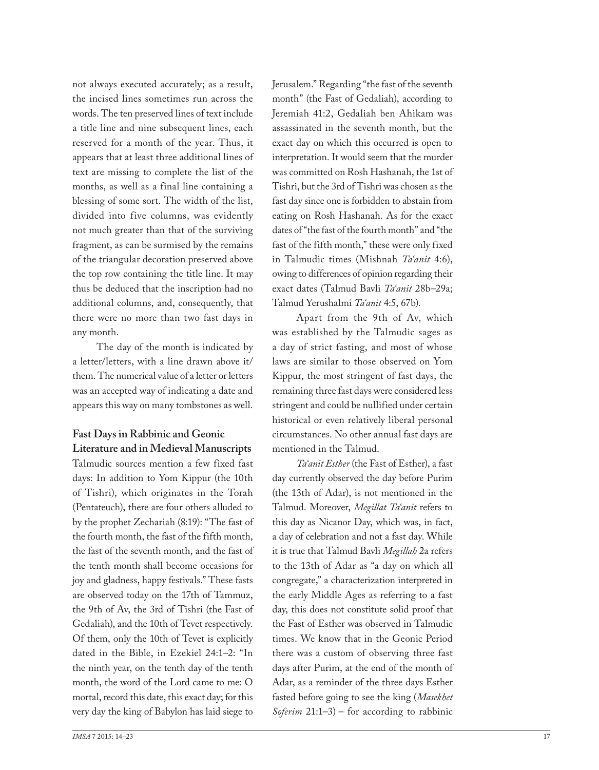not always executed accurately; as a result, the incised lines sometimes run across the words. The ten preserved lines of text include a title line and nine subsequent lines, each reserved for a month of the year. Thus, it appears that at least three additional lines of text are missing to complete the list of the months, as well as a final line containing a blessing of some sort. The width of the list, divided into five columns, was evidently not much greater than that of the surviving fragment, as can be surmised by the remains of the triangular decoration preserved above the top row containing the title line. It may thus be deduced that the inscription had no additional columns, and, consequently, that there were no more than two fast days in any month.

The day of the month is indicated by a letter/letters, with a line drawn above it/them. The numerical value of a letter or letters was an accepted way of indicating a date and appears this way on many tombstones as well.

## Fast Days in Rabbinic and Geonic Literature and in Medieval Manuscripts

Talmudic sources mention a few fixed fast days: In addition to Yom Kippur (the 10th of Tishri), which originates in the Torah (Pentateuch), there are four others alluded to by the prophet Zechariah (8:19): "The fast of the fourth month, the fast of the fifth month, the fast of the seventh month, and the fast of the tenth month shall become occasions for joy and gladness, happy festivals." These fasts are observed today on the 17th of Tammuz, the 9th of Av, the 3rd of Tishri (the Fast of Gedaliah), and the 10th of Tevet respectively. Of them, only the 10th of Tevet is explicitly dated in the Bible, in Ezekiel 24:1–2: "In the ninth year, on the tenth day of the tenth month, the word of the Lord came to me: O mortal, record this date, this exact day; for this very day the king of Babylon has laid siege to Jerusalem." Regarding "the fast of the seventh month" (the Fast of Gedaliah), according to Jeremiah 41:2, Gedaliah ben Ahikam was assassinated in the seventh month, but the exact day on which this occurred is open to interpretation. It would seem that the murder was committed on Rosh Hashanah, the 1st of Tishri, but the 3rd of Tishri was chosen as the fast day since one is forbidden to abstain from eating on Rosh Hashanah. As for the exact dates of "the fast of the fourth month" and "the fast of the fifth month," these were only fixed in Talmudic times (Mishnah *Ta'anit* 4:6), owing to differences of opinion regarding their exact dates (Talmud Bavli *Ta'anit* 28b–29a; Talmud Yerushalmi *Ta'anit* 4:5, 67b).

Apart from the 9th of Av, which was established by the Talmudic sages as a day of strict fasting, and most of whose laws are similar to those observed on Yom Kippur, the most stringent of fast days, the remaining three fast days were considered less stringent and could be nullified under certain historical or even relatively liberal personal circumstances. No other annual fast days are mentioned in the Talmud.

*Ta'anit Esther* (the Fast of Esther), a fast day currently observed the day before Purim (the 13th of Adar), is not mentioned in the Talmud. Moreover, *Megillat Ta'anit* refers to this day as Nicanor Day, which was, in fact, a day of celebration and not a fast day. While it is true that Talmud Bavli *Megillah* 2a refers to the 13th of Adar as "a day on which all congregate," a characterization interpreted in the early Middle Ages as referring to a fast day, this does not constitute solid proof that the Fast of Esther was observed in Talmudic times. We know that in the Geonic Period there was a custom of observing three fast days after Purim, at the end of the month of Adar, as a reminder of the three days Esther fasted before going to see the king (*Masekhet Soferim* 21:1–3) – for according to rabbinic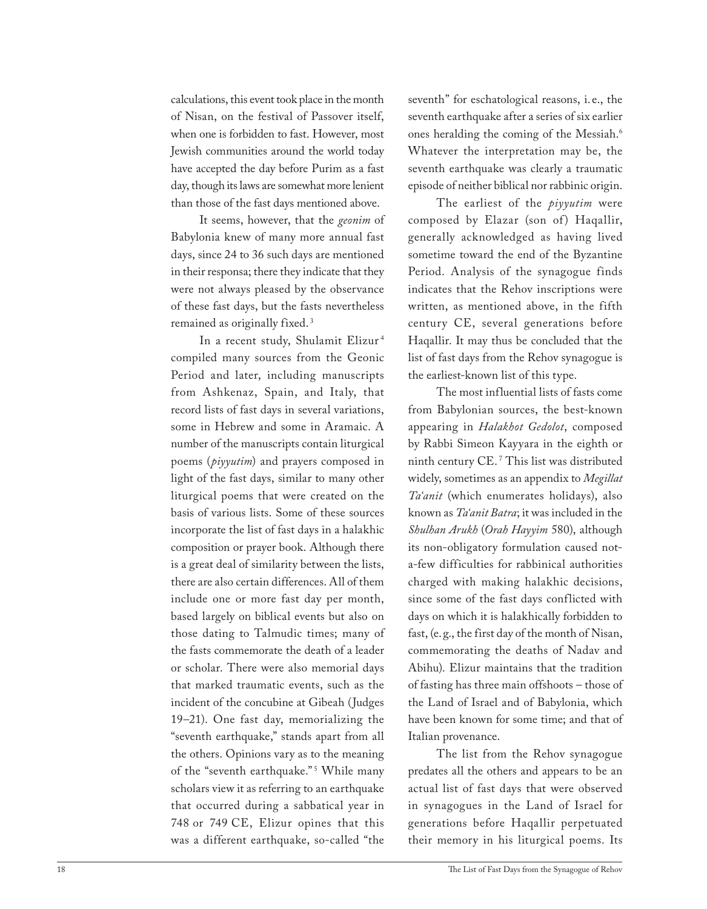calculations, this event took place in the month of Nisan, on the festival of Passover itself, when one is forbidden to fast. However, most Jewish communities around the world today have accepted the day before Purim as a fast day, though its laws are somewhat more lenient than those of the fast days mentioned above.

It seems, however, that the *geonim* of Babylonia knew of many more annual fast days, since 24 to 36 such days are mentioned in their responsa; there they indicate that they were not always pleased by the observance of these fast days, but the fasts nevertheless remained as originally fixed.[3]

In a recent study, Shulamit Elizur[4] compiled many sources from the Geonic Period and later, including manuscripts from Ashkenaz, Spain, and Italy, that record lists of fast days in several variations, some in Hebrew and some in Aramaic. A number of the manuscripts contain liturgical poems (*piyyutim*) and prayers composed in light of the fast days, similar to many other liturgical poems that were created on the basis of various lists. Some of these sources incorporate the list of fast days in a halakhic composition or prayer book. Although there is a great deal of similarity between the lists, there are also certain differences. All of them include one or more fast day per month, based largely on biblical events but also on those dating to Talmudic times; many of the fasts commemorate the death of a leader or scholar. There were also memorial days that marked traumatic events, such as the incident of the concubine at Gibeah (Judges 19–21). One fast day, memorializing the "seventh earthquake," stands apart from all the others. Opinions vary as to the meaning of the "seventh earthquake."[5] While many scholars view it as referring to an earthquake that occurred during a sabbatical year in 748 or 749 CE, Elizur opines that this was a different earthquake, so-called "the seventh" for eschatological reasons, i.e., the seventh earthquake after a series of six earlier ones heralding the coming of the Messiah.[6] Whatever the interpretation may be, the seventh earthquake was clearly a traumatic episode of neither biblical nor rabbinic origin.

The earliest of the *piyyutim* were composed by Elazar (son of) Haqallir, generally acknowledged as having lived sometime toward the end of the Byzantine Period. Analysis of the synagogue finds indicates that the Rehov inscriptions were written, as mentioned above, in the fifth century CE, several generations before Haqallir. It may thus be concluded that the list of fast days from the Rehov synagogue is the earliest-known list of this type.

The most influential lists of fasts come from Babylonian sources, the best-known appearing in *Halakhot Gedolot*, composed by Rabbi Simeon Kayyara in the eighth or ninth century CE.[7] This list was distributed widely, sometimes as an appendix to *Megillat Ta'anit* (which enumerates holidays), also known as *Ta'anit Batra*; it was included in the *Shulhan Arukh* (*Orah Hayyim* 580), although its non-obligatory formulation caused not-a-few difficulties for rabbinical authorities charged with making halakhic decisions, since some of the fast days conflicted with days on which it is halakhically forbidden to fast, (e.g., the first day of the month of Nisan, commemorating the deaths of Nadav and Abihu). Elizur maintains that the tradition of fasting has three main offshoots – those of the Land of Israel and of Babylonia, which have been known for some time; and that of Italian provenance.

The list from the Rehov synagogue predates all the others and appears to be an actual list of fast days that were observed in synagogues in the Land of Israel for generations before Haqallir perpetuated their memory in his liturgical poems. Its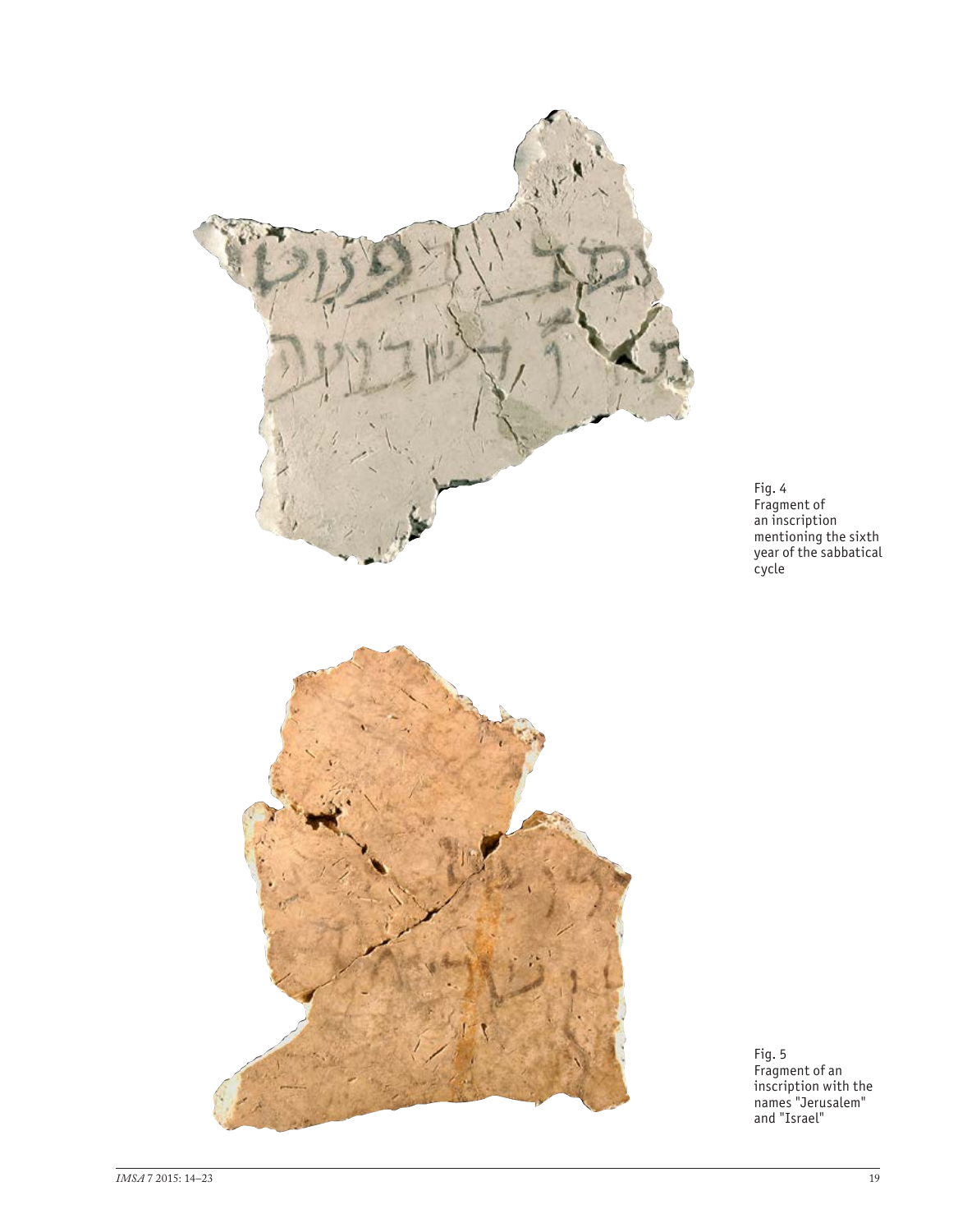Fig. 4
Fragment of an inscription mentioning the sixth year of the sabbatical cycle

Fig. 5
Fragment of an inscription with the names "Jerusalem" and "Israel"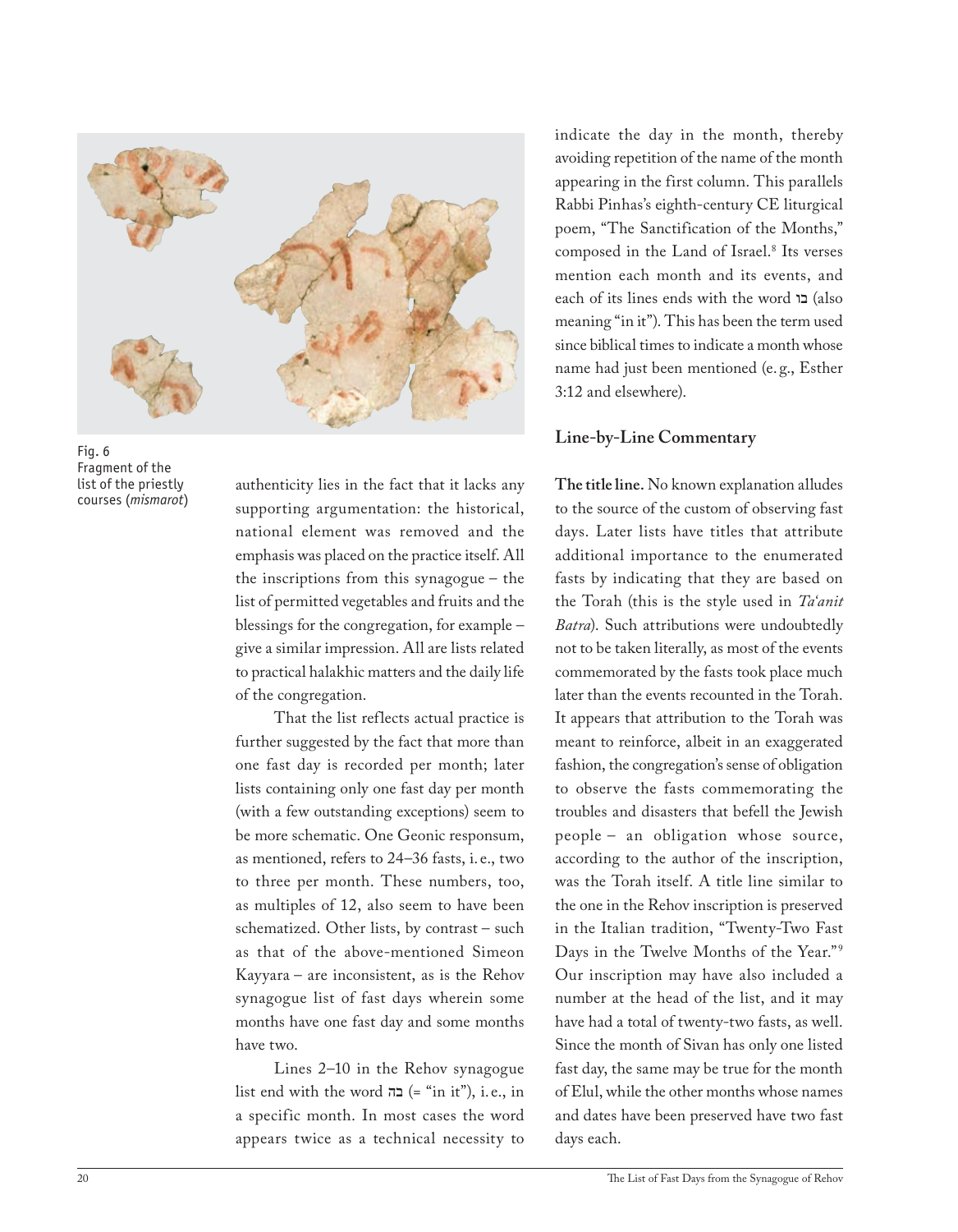Fig. 6
Fragment of the list of the priestly courses (*mismarot*)

authenticity lies in the fact that it lacks any supporting argumentation: the historical, national element was removed and the emphasis was placed on the practice itself. All the inscriptions from this synagogue – the list of permitted vegetables and fruits and the blessings for the congregation, for example – give a similar impression. All are lists related to practical halakhic matters and the daily life of the congregation.

That the list reflects actual practice is further suggested by the fact that more than one fast day is recorded per month; later lists containing only one fast day per month (with a few outstanding exceptions) seem to be more schematic. One Geonic responsum, as mentioned, refers to 24–36 fasts, i. e., two to three per month. These numbers, too, as multiples of 12, also seem to have been schematized. Other lists, by contrast – such as that of the above-mentioned Simeon Kayyara – are inconsistent, as is the Rehov synagogue list of fast days wherein some months have one fast day and some months have two.

Lines 2–10 in the Rehov synagogue list end with the word בה (= "in it"), i. e., in a specific month. In most cases the word appears twice as a technical necessity to indicate the day in the month, thereby avoiding repetition of the name of the month appearing in the first column. This parallels Rabbi Pinhas's eighth-century CE liturgical poem, "The Sanctification of the Months," composed in the Land of Israel.[8] Its verses mention each month and its events, and each of its lines ends with the word בו (also meaning "in it"). This has been the term used since biblical times to indicate a month whose name had just been mentioned (e. g., Esther 3:12 and elsewhere).

## Line-by-Line Commentary

**The title line.** No known explanation alludes to the source of the custom of observing fast days. Later lists have titles that attribute additional importance to the enumerated fasts by indicating that they are based on the Torah (this is the style used in *Ta'anit Batra*). Such attributions were undoubtedly not to be taken literally, as most of the events commemorated by the fasts took place much later than the events recounted in the Torah. It appears that attribution to the Torah was meant to reinforce, albeit in an exaggerated fashion, the congregation's sense of obligation to observe the fasts commemorating the troubles and disasters that befell the Jewish people – an obligation whose source, according to the author of the inscription, was the Torah itself. A title line similar to the one in the Rehov inscription is preserved in the Italian tradition, "Twenty-Two Fast Days in the Twelve Months of the Year."[9] Our inscription may have also included a number at the head of the list, and it may have had a total of twenty-two fasts, as well. Since the month of Sivan has only one listed fast day, the same may be true for the month of Elul, while the other months whose names and dates have been preserved have two fast days each.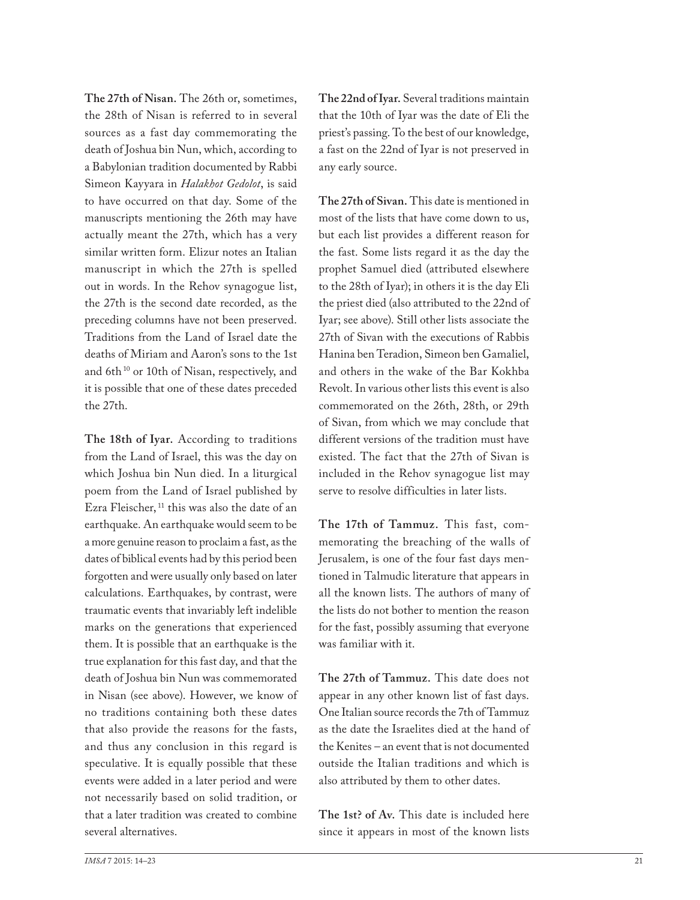**The 27th of Nisan.** The 26th or, sometimes, the 28th of Nisan is referred to in several sources as a fast day commemorating the death of Joshua bin Nun, which, according to a Babylonian tradition documented by Rabbi Simeon Kayyara in *Halakhot Gedolot*, is said to have occurred on that day. Some of the manuscripts mentioning the 26th may have actually meant the 27th, which has a very similar written form. Elizur notes an Italian manuscript in which the 27th is spelled out in words. In the Rehov synagogue list, the 27th is the second date recorded, as the preceding columns have not been preserved. Traditions from the Land of Israel date the deaths of Miriam and Aaron's sons to the 1st and 6th [10] or 10th of Nisan, respectively, and it is possible that one of these dates preceded the 27th.

**The 18th of Iyar.** According to traditions from the Land of Israel, this was the day on which Joshua bin Nun died. In a liturgical poem from the Land of Israel published by Ezra Fleischer, [11] this was also the date of an earthquake. An earthquake would seem to be a more genuine reason to proclaim a fast, as the dates of biblical events had by this period been forgotten and were usually only based on later calculations. Earthquakes, by contrast, were traumatic events that invariably left indelible marks on the generations that experienced them. It is possible that an earthquake is the true explanation for this fast day, and that the death of Joshua bin Nun was commemorated in Nisan (see above). However, we know of no traditions containing both these dates that also provide the reasons for the fasts, and thus any conclusion in this regard is speculative. It is equally possible that these events were added in a later period and were not necessarily based on solid tradition, or that a later tradition was created to combine several alternatives.

**The 22nd of Iyar.** Several traditions maintain that the 10th of Iyar was the date of Eli the priest's passing. To the best of our knowledge, a fast on the 22nd of Iyar is not preserved in any early source.

**The 27th of Sivan.** This date is mentioned in most of the lists that have come down to us, but each list provides a different reason for the fast. Some lists regard it as the day the prophet Samuel died (attributed elsewhere to the 28th of Iyar); in others it is the day Eli the priest died (also attributed to the 22nd of Iyar; see above). Still other lists associate the 27th of Sivan with the executions of Rabbis Hanina ben Teradion, Simeon ben Gamaliel, and others in the wake of the Bar Kokhba Revolt. In various other lists this event is also commemorated on the 26th, 28th, or 29th of Sivan, from which we may conclude that different versions of the tradition must have existed. The fact that the 27th of Sivan is included in the Rehov synagogue list may serve to resolve difficulties in later lists.

**The 17th of Tammuz.** This fast, commemorating the breaching of the walls of Jerusalem, is one of the four fast days mentioned in Talmudic literature that appears in all the known lists. The authors of many of the lists do not bother to mention the reason for the fast, possibly assuming that everyone was familiar with it.

**The 27th of Tammuz.** This date does not appear in any other known list of fast days. One Italian source records the 7th of Tammuz as the date the Israelites died at the hand of the Kenites – an event that is not documented outside the Italian traditions and which is also attributed by them to other dates.

**The 1st? of Av.** This date is included here since it appears in most of the known lists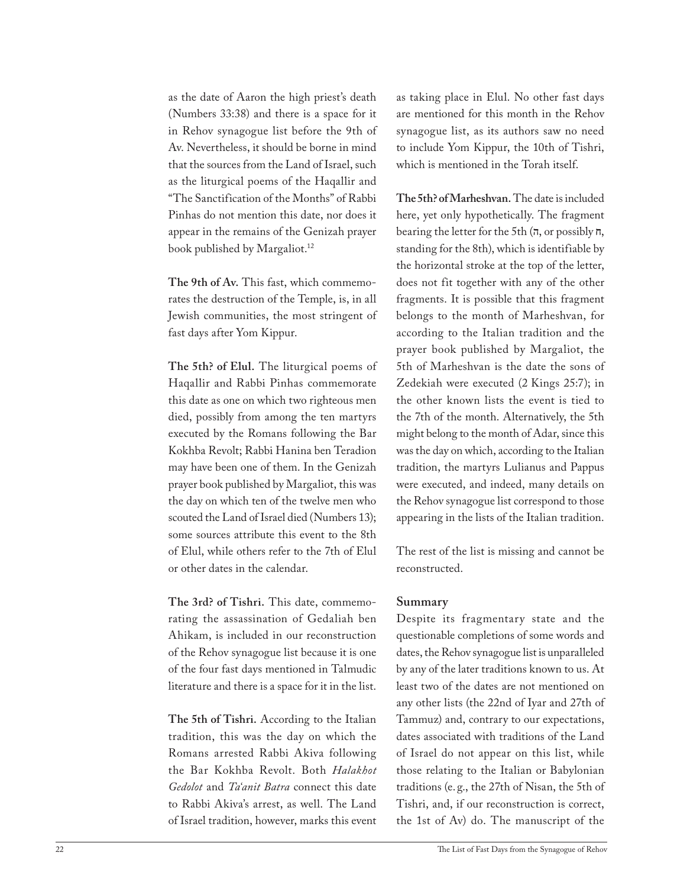as the date of Aaron the high priest's death (Numbers 33:38) and there is a space for it in Rehov synagogue list before the 9th of Av. Nevertheless, it should be borne in mind that the sources from the Land of Israel, such as the liturgical poems of the Haqallir and "The Sanctification of the Months" of Rabbi Pinhas do not mention this date, nor does it appear in the remains of the Genizah prayer book published by Margaliot.[12]

**The 9th of Av.** This fast, which commemorates the destruction of the Temple, is, in all Jewish communities, the most stringent of fast days after Yom Kippur.

**The 5th? of Elul.** The liturgical poems of Haqallir and Rabbi Pinhas commemorate this date as one on which two righteous men died, possibly from among the ten martyrs executed by the Romans following the Bar Kokhba Revolt; Rabbi Hanina ben Teradion may have been one of them. In the Genizah prayer book published by Margaliot, this was the day on which ten of the twelve men who scouted the Land of Israel died (Numbers 13); some sources attribute this event to the 8th of Elul, while others refer to the 7th of Elul or other dates in the calendar.

**The 3rd? of Tishri.** This date, commemorating the assassination of Gedaliah ben Ahikam, is included in our reconstruction of the Rehov synagogue list because it is one of the four fast days mentioned in Talmudic literature and there is a space for it in the list.

**The 5th of Tishri.** According to the Italian tradition, this was the day on which the Romans arrested Rabbi Akiva following the Bar Kokhba Revolt. Both *Halakhot Gedolot* and *Ta'anit Batra* connect this date to Rabbi Akiva's arrest, as well. The Land of Israel tradition, however, marks this event as taking place in Elul. No other fast days are mentioned for this month in the Rehov synagogue list, as its authors saw no need to include Yom Kippur, the 10th of Tishri, which is mentioned in the Torah itself.

**The 5th? of Marheshvan.** The date is included here, yet only hypothetically. The fragment bearing the letter for the 5th (ה, or possibly ח, standing for the 8th), which is identifiable by the horizontal stroke at the top of the letter, does not fit together with any of the other fragments. It is possible that this fragment belongs to the month of Marheshvan, for according to the Italian tradition and the prayer book published by Margaliot, the 5th of Marheshvan is the date the sons of Zedekiah were executed (2 Kings 25:7); in the other known lists the event is tied to the 7th of the month. Alternatively, the 5th might belong to the month of Adar, since this was the day on which, according to the Italian tradition, the martyrs Lulianus and Pappus were executed, and indeed, many details on the Rehov synagogue list correspond to those appearing in the lists of the Italian tradition.

The rest of the list is missing and cannot be reconstructed.

## Summary

Despite its fragmentary state and the questionable completions of some words and dates, the Rehov synagogue list is unparalleled by any of the later traditions known to us. At least two of the dates are not mentioned on any other lists (the 22nd of Iyar and 27th of Tammuz) and, contrary to our expectations, dates associated with traditions of the Land of Israel do not appear on this list, while those relating to the Italian or Babylonian traditions (e. g., the 27th of Nisan, the 5th of Tishri, and, if our reconstruction is correct, the 1st of Av) do. The manuscript of the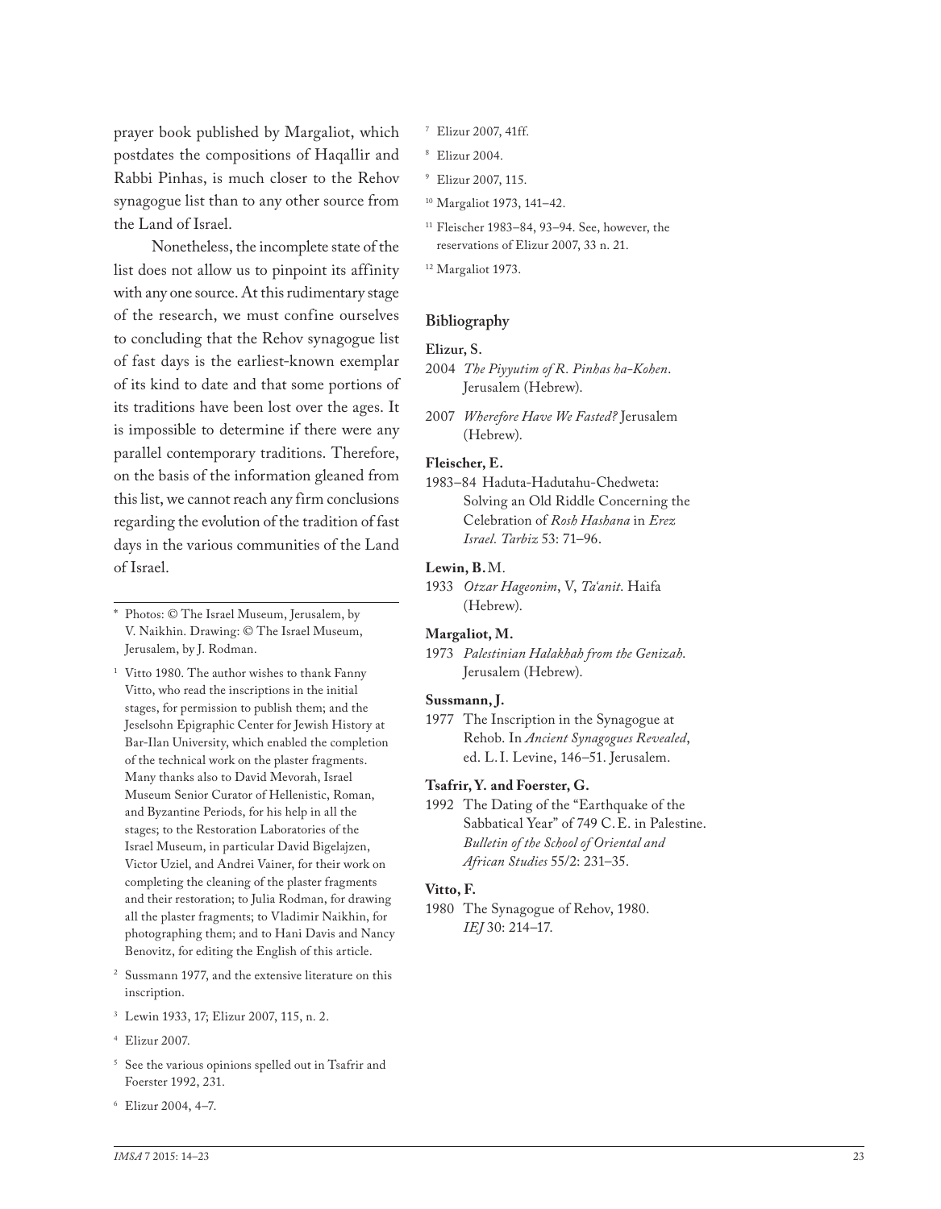prayer book published by Margaliot, which postdates the compositions of Haqallir and Rabbi Pinhas, is much closer to the Rehov synagogue list than to any other source from the Land of Israel.

Nonetheless, the incomplete state of the list does not allow us to pinpoint its affinity with any one source. At this rudimentary stage of the research, we must confine ourselves to concluding that the Rehov synagogue list of fast days is the earliest-known exemplar of its kind to date and that some portions of its traditions have been lost over the ages. It is impossible to determine if there were any parallel contemporary traditions. Therefore, on the basis of the information gleaned from this list, we cannot reach any firm conclusions regarding the evolution of the tradition of fast days in the various communities of the Land of Israel.

---

\* Photos: © The Israel Museum, Jerusalem, by V. Naikhin. Drawing: © The Israel Museum, Jerusalem, by J. Rodman.

[1] Vitto 1980. The author wishes to thank Fanny Vitto, who read the inscriptions in the initial stages, for permission to publish them; and the Jeselsohn Epigraphic Center for Jewish History at Bar-Ilan University, which enabled the completion of the technical work on the plaster fragments. Many thanks also to David Mevorah, Israel Museum Senior Curator of Hellenistic, Roman, and Byzantine Periods, for his help in all the stages; to the Restoration Laboratories of the Israel Museum, in particular David Bigelajzen, Victor Uziel, and Andrei Vainer, for their work on completing the cleaning of the plaster fragments and their restoration; to Julia Rodman, for drawing all the plaster fragments; to Vladimir Naikhin, for photographing them; and to Hani Davis and Nancy Benovitz, for editing the English of this article.

[2] Sussmann 1977, and the extensive literature on this inscription.

[3] Lewin 1933, 17; Elizur 2007, 115, n. 2.

[4] Elizur 2007.

[5] See the various opinions spelled out in Tsafrir and Foerster 1992, 231.

[6] Elizur 2004, 4–7.

[7] Elizur 2007, 41ff.

[8] Elizur 2004.

[9] Elizur 2007, 115.

[10] Margaliot 1973, 141–42.

[11] Fleischer 1983–84, 93–94. See, however, the reservations of Elizur 2007, 33 n. 21.

[12] Margaliot 1973.

## Bibliography

**Elizur, S.**

2004 *The Piyyutim of R. Pinhas ha-Kohen*. Jerusalem (Hebrew).

2007 *Wherefore Have We Fasted?* Jerusalem (Hebrew).

**Fleischer, E.**

1983–84 Haduta-Hadutahu-Chedweta: Solving an Old Riddle Concerning the Celebration of *Rosh Hashana* in *Erez Israel. Tarbiz* 53: 71–96.

**Lewin, B.** M.

1933 *Otzar Hageonim*, V, *Ta'anit*. Haifa (Hebrew).

**Margaliot, M.**

1973 *Palestinian Halakhah from the Genizah*. Jerusalem (Hebrew).

**Sussmann, J.**

1977 The Inscription in the Synagogue at Rehob. In *Ancient Synagogues Revealed*, ed. L. I. Levine, 146–51. Jerusalem.

**Tsafrir, Y. and Foerster, G.**

1992 The Dating of the "Earthquake of the Sabbatical Year" of 749 C. E. in Palestine. *Bulletin of the School of Oriental and African Studies* 55/2: 231–35.

**Vitto, F.**

1980 The Synagogue of Rehov, 1980. *IEJ* 30: 214–17.